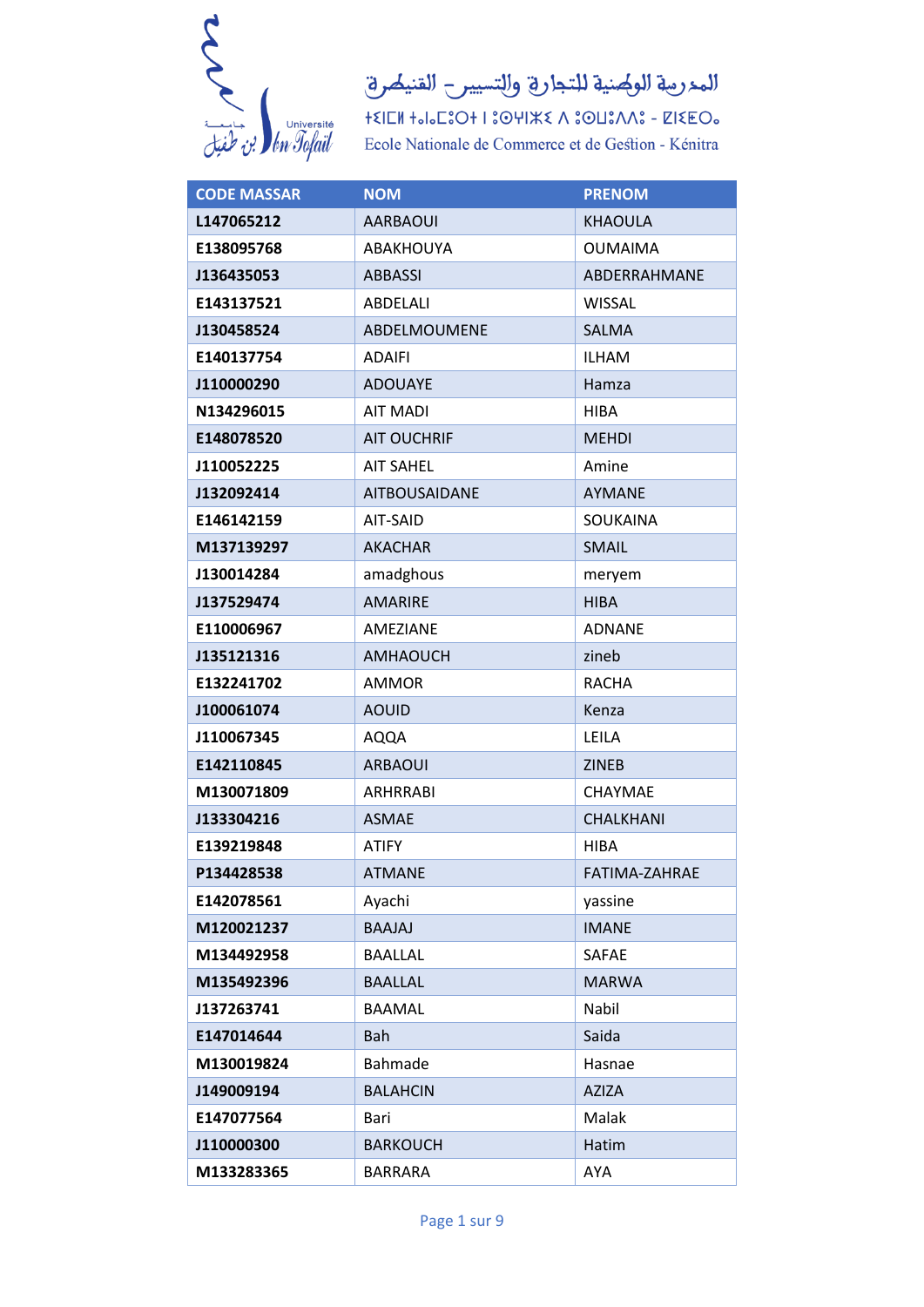المدرسة الوطنية للتجارة والتسيير - القنيطرة

ⵜⴰⵙⴷⵓⵍⵜ ⵜⴰⵏⴰⵎⵓⵔⵜ ⵏ ⵜⵙⴱⴱⴰⴱⵜ ⴷ ⵓⵙⵏⴱⴹ - ⵇⵏⵉⵟⵔⴰ

Ecole Nationale de Commerce et de Gestion - Kénitra

| CODE MASSAR | NOM | PRENOM |
|---|---|---|
| L147065212 | AARBAOUI | KHAOULA |
| E138095768 | ABAKHOUYA | OUMAIMA |
| J136435053 | ABBASSI | ABDERRAHMANE |
| E143137521 | ABDELALI | WISSAL |
| J130458524 | ABDELMOUMENE | SALMA |
| E140137754 | ADAIFI | ILHAM |
| J110000290 | ADOUAYE | Hamza |
| N134296015 | AIT MADI | HIBA |
| E148078520 | AIT OUCHRIF | MEHDI |
| J110052225 | AIT SAHEL | Amine |
| J132092414 | AITBOUSAIDANE | AYMANE |
| E146142159 | AIT-SAID | SOUKAINA |
| M137139297 | AKACHAR | SMAIL |
| J130014284 | amadghous | meryem |
| J137529474 | AMARIRE | HIBA |
| E110006967 | AMEZIANE | ADNANE |
| J135121316 | AMHAOUCH | zineb |
| E132241702 | AMMOR | RACHA |
| J100061074 | AOUID | Kenza |
| J110067345 | AQQA | LEILA |
| E142110845 | ARBAOUI | ZINEB |
| M130071809 | ARHRRABI | CHAYMAE |
| J133304216 | ASMAE | CHALKHANI |
| E139219848 | ATIFY | HIBA |
| P134428538 | ATMANE | FATIMA-ZAHRAE |
| E142078561 | Ayachi | yassine |
| M120021237 | BAAJAJ | IMANE |
| M134492958 | BAALLAL | SAFAE |
| M135492396 | BAALLAL | MARWA |
| J137263741 | BAAMAL | Nabil |
| E147014644 | Bah | Saida |
| M130019824 | Bahmade | Hasnae |
| J149009194 | BALAHCIN | AZIZA |
| E147077564 | Bari | Malak |
| J110000300 | BARKOUCH | Hatim |
| M133283365 | BARRARA | AYA |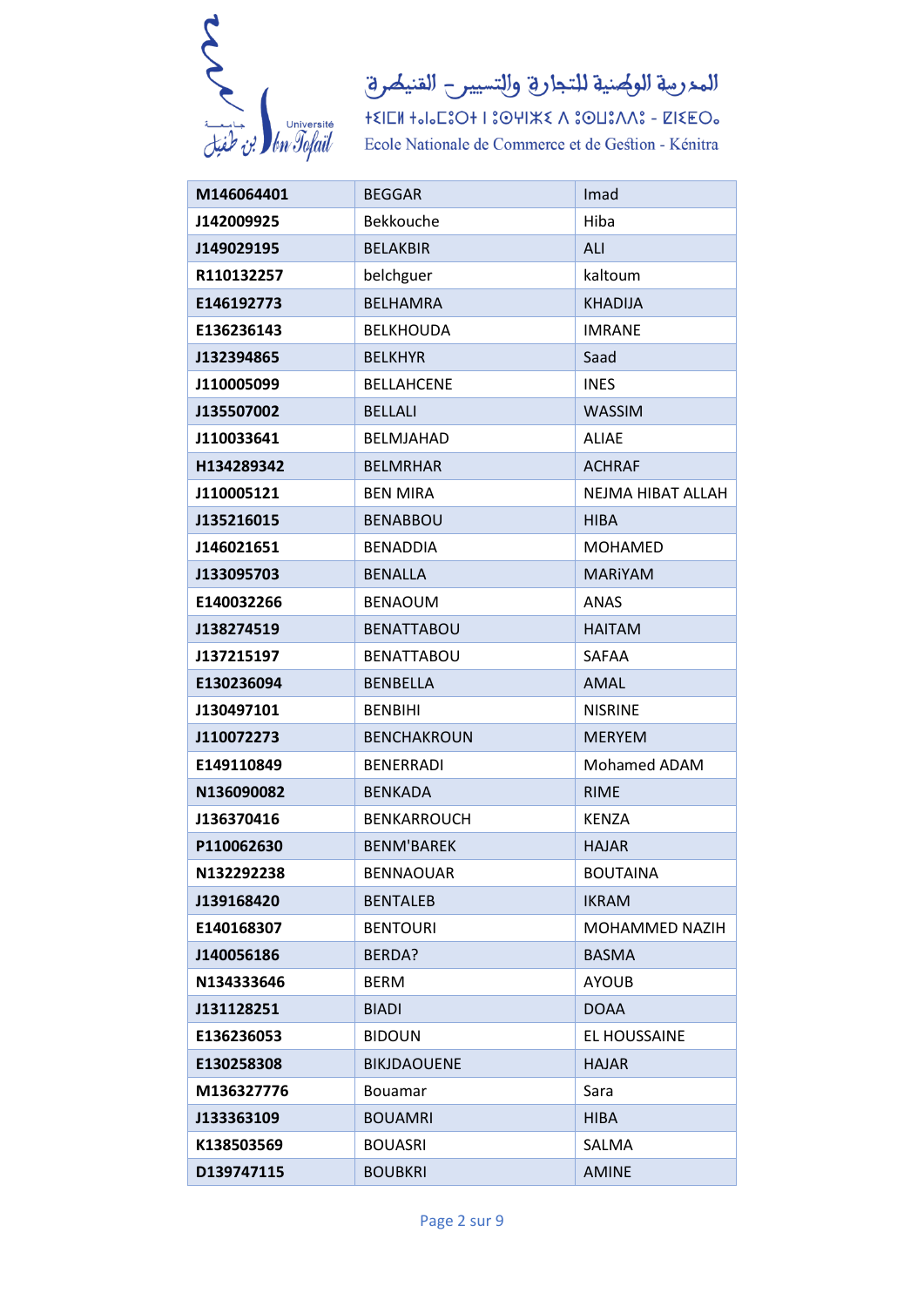المدرسة الوطنية للتجارة والتسيير – القنيطرة

ⵜⵉⵍⵍⵉ ⵜⴰⵏⴰⵎⵓⵔⵜ ⵏ ⵓⵙⵏⵓⵔⵣ ⴷ ⵓⵙⵡⵓⴷⴷⵓ - ⵇⵏⵉⵟⵔⴰ

Ecole Nationale de Commerce et de Gestion - Kénitra

| M146064401 | BEGGAR | Imad |
|---|---|---|
| J142009925 | Bekkouche | Hiba |
| J149029195 | BELAKBIR | ALI |
| R110132257 | belchguer | kaltoum |
| E146192773 | BELHAMRA | KHADIJA |
| E136236143 | BELKHOUDA | IMRANE |
| J132394865 | BELKHYR | Saad |
| J110005099 | BELLAHCENE | INES |
| J135507002 | BELLALI | WASSIM |
| J110033641 | BELMJAHAD | ALIAE |
| H134289342 | BELMRHAR | ACHRAF |
| J110005121 | BEN MIRA | NEJMA HIBAT ALLAH |
| J135216015 | BENABBOU | HIBA |
| J146021651 | BENADDIA | MOHAMED |
| J133095703 | BENALLA | MARiYAM |
| E140032266 | BENAOUM | ANAS |
| J138274519 | BENATTABOU | HAITAM |
| J137215197 | BENATTABOU | SAFAA |
| E130236094 | BENBELLA | AMAL |
| J130497101 | BENBIHI | NISRINE |
| J110072273 | BENCHAKROUN | MERYEM |
| E149110849 | BENERRADI | Mohamed ADAM |
| N136090082 | BENKADA | RIME |
| J136370416 | BENKARROUCH | KENZA |
| P110062630 | BENM'BAREK | HAJAR |
| N132292238 | BENNAOUAR | BOUTAINA |
| J139168420 | BENTALEB | IKRAM |
| E140168307 | BENTOURI | MOHAMMED NAZIH |
| J140056186 | BERDA? | BASMA |
| N134333646 | BERM | AYOUB |
| J131128251 | BIADI | DOAA |
| E136236053 | BIDOUN | EL HOUSSAINE |
| E130258308 | BIKJDAOUENE | HAJAR |
| M136327776 | Bouamar | Sara |
| J133363109 | BOUAMRI | HIBA |
| K138503569 | BOUASRI | SALMA |
| D139747115 | BOUBKRI | AMINE |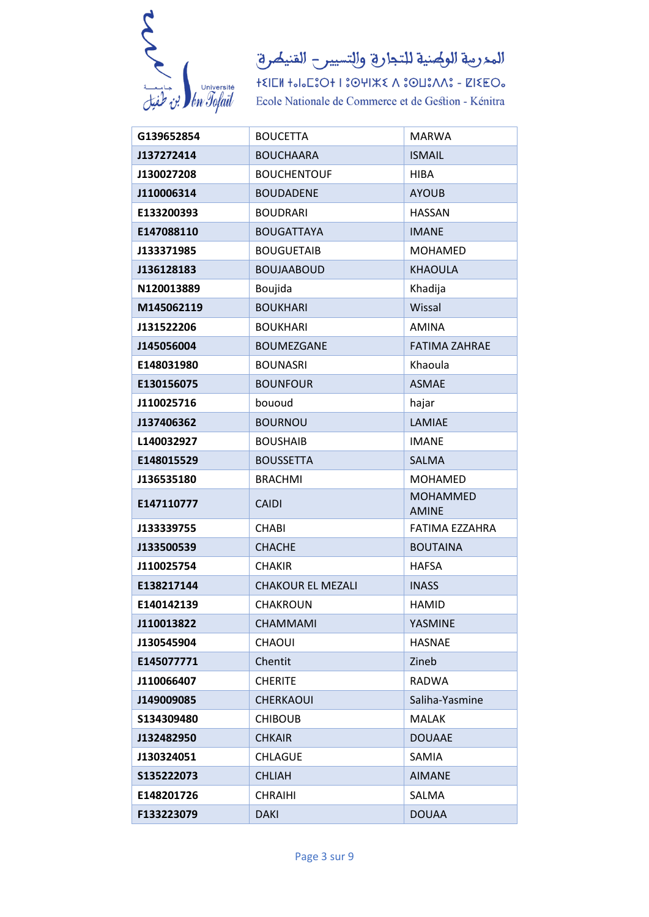المدرسة الوطنية للتجارة والتسيير – القنيطرة

ⵜⵉⵏⵎⵍ ⵜⴰⵏⴰⵎⵓⵔⵜ ⵏ ⵓⵎⵙⵙⵓⴷⵓ ⴷ ⵓⵙⵏⴰⵡⴰⵍ - ⵇⵏⵉⵟⵔⴰ

Ecole Nationale de Commerce et de Gestion - Kénitra

| G139652854 | BOUCETTA | MARWA |
|---|---|---|
| J137272414 | BOUCHAARA | ISMAIL |
| J130027208 | BOUCHENTOUF | HIBA |
| J110006314 | BOUDADENE | AYOUB |
| E133200393 | BOUDRARI | HASSAN |
| E147088110 | BOUGATTAYA | IMANE |
| J133371985 | BOUGUETAIB | MOHAMED |
| J136128183 | BOUJAABOUD | KHAOULA |
| N120013889 | Boujida | Khadija |
| M145062119 | BOUKHARI | Wissal |
| J131522206 | BOUKHARI | AMINA |
| J145056004 | BOUMEZGANE | FATIMA ZAHRAE |
| E148031980 | BOUNASRI | Khaoula |
| E130156075 | BOUNFOUR | ASMAE |
| J110025716 | bououd | hajar |
| J137406362 | BOURNOU | LAMIAE |
| L140032927 | BOUSHAIB | IMANE |
| E148015529 | BOUSSETTA | SALMA |
| J136535180 | BRACHMI | MOHAMED |
| E147110777 | CAIDI | MOHAMMED AMINE |
| J133339755 | CHABI | FATIMA EZZAHRA |
| J133500539 | CHACHE | BOUTAINA |
| J110025754 | CHAKIR | HAFSA |
| E138217144 | CHAKOUR EL MEZALI | INASS |
| E140142139 | CHAKROUN | HAMID |
| J110013822 | CHAMMAMI | YASMINE |
| J130545904 | CHAOUI | HASNAE |
| E145077771 | Chentit | Zineb |
| J110066407 | CHERITE | RADWA |
| J149009085 | CHERKAOUI | Saliha-Yasmine |
| S134309480 | CHIBOUB | MALAK |
| J132482950 | CHKAIR | DOUAAE |
| J130324051 | CHLAGUE | SAMIA |
| S135222073 | CHLIAH | AIMANE |
| E148201726 | CHRAIHI | SALMA |
| F133223079 | DAKI | DOUAA |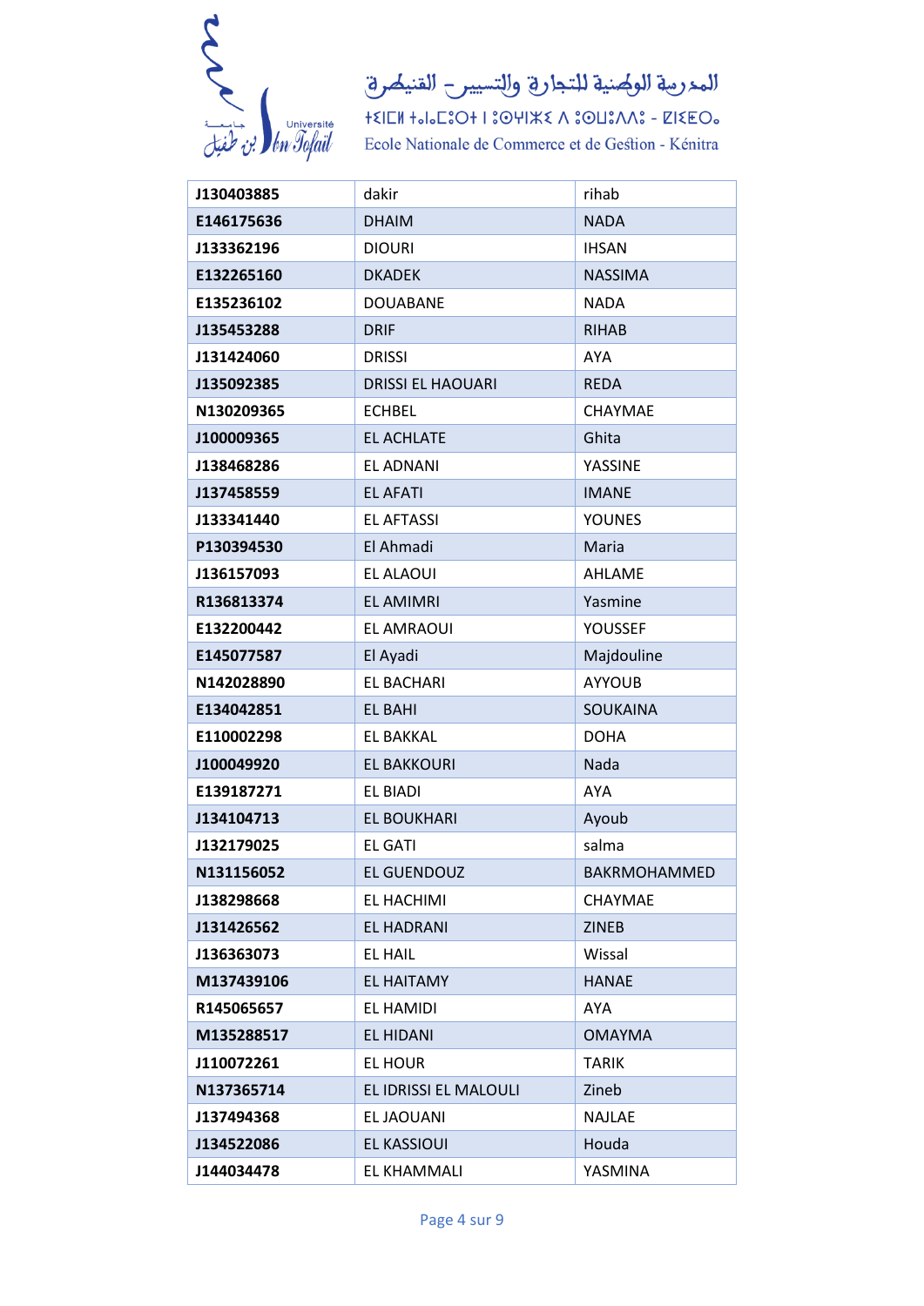| J130403885 | dakir | rihab |
|---|---|---|
| E146175636 | DHAIM | NADA |
| J133362196 | DIOURI | IHSAN |
| E132265160 | DKADEK | NASSIMA |
| E135236102 | DOUABANE | NADA |
| J135453288 | DRIF | RIHAB |
| J131424060 | DRISSI | AYA |
| J135092385 | DRISSI EL HAOUARI | REDA |
| N130209365 | ECHBEL | CHAYMAE |
| J100009365 | EL ACHLATE | Ghita |
| J138468286 | EL ADNANI | YASSINE |
| J137458559 | EL AFATI | IMANE |
| J133341440 | EL AFTASSI | YOUNES |
| P130394530 | El Ahmadi | Maria |
| J136157093 | EL ALAOUI | AHLAME |
| R136813374 | EL AMIMRI | Yasmine |
| E132200442 | EL AMRAOUI | YOUSSEF |
| E145077587 | El Ayadi | Majdouline |
| N142028890 | EL BACHARI | AYYOUB |
| E134042851 | EL BAHI | SOUKAINA |
| E110002298 | EL BAKKAL | DOHA |
| J100049920 | EL BAKKOURI | Nada |
| E139187271 | EL BIADI | AYA |
| J134104713 | EL BOUKHARI | Ayoub |
| J132179025 | EL GATI | salma |
| N131156052 | EL GUENDOUZ | BAKRMOHAMMED |
| J138298668 | EL HACHIMI | CHAYMAE |
| J131426562 | EL HADRANI | ZINEB |
| J136363073 | EL HAIL | Wissal |
| M137439106 | EL HAITAMY | HANAE |
| R145065657 | EL HAMIDI | AYA |
| M135288517 | EL HIDANI | OMAYMA |
| J110072261 | EL HOUR | TARIK |
| N137365714 | EL IDRISSI EL MALOULI | Zineb |
| J137494368 | EL JAOUANI | NAJLAE |
| J134522086 | EL KASSIOUI | Houda |
| J144034478 | EL KHAMMALI | YASMINA |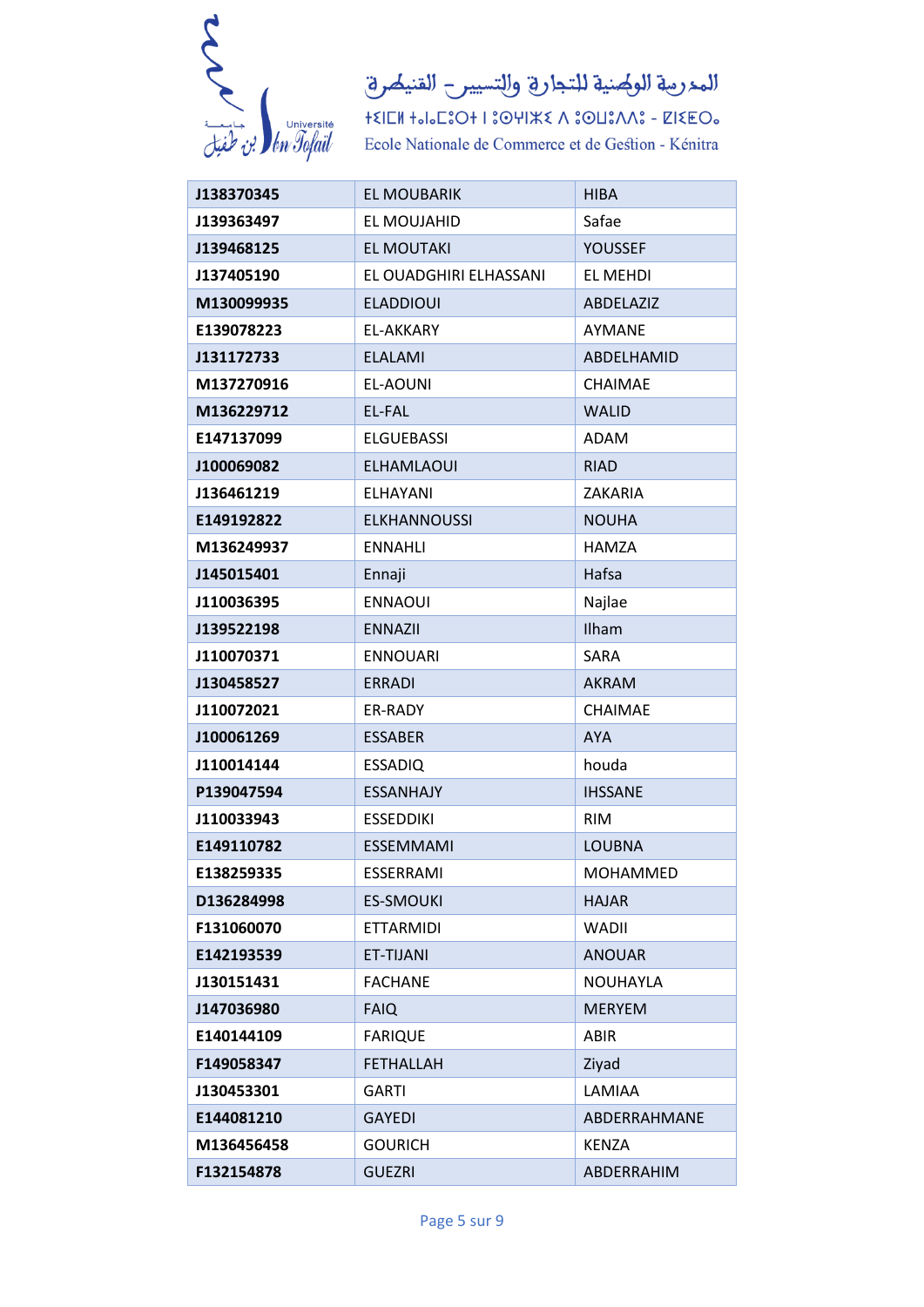المدرسة الوطنية للتجارة والتسيير - القنيطرة

ⵜⴰⵙⴻⵏⵏⴰⵎⵜ ⵜⴰⵏⴰⵎⵓⵔⵜ ⵏ ⵜⴰⵙⴻⵏⵏⴰⵎⵜ ⴷ ⵓⵙⵙⵓⴷⵓ - ⴽⵏⵉⵟⵔⴰ

Ecole Nationale de Commerce et de Gestion - Kénitra

| | | |
|---|---|---|
| J138370345 | EL MOUBARIK | HIBA |
| J139363497 | EL MOUJAHID | Safae |
| J139468125 | EL MOUTAKI | YOUSSEF |
| J137405190 | EL OUADGHIRI ELHASSANI | EL MEHDI |
| M130099935 | ELADDIOUI | ABDELAZIZ |
| E139078223 | EL-AKKARY | AYMANE |
| J131172733 | ELALAMI | ABDELHAMID |
| M137270916 | EL-AOUNI | CHAIMAE |
| M136229712 | EL-FAL | WALID |
| E147137099 | ELGUEBASSI | ADAM |
| J100069082 | ELHAMLAOUI | RIAD |
| J136461219 | ELHAYANI | ZAKARIA |
| E149192822 | ELKHANNOUSSI | NOUHA |
| M136249937 | ENNAHLI | HAMZA |
| J145015401 | Ennaji | Hafsa |
| J110036395 | ENNAOUI | Najlae |
| J139522198 | ENNAZII | Ilham |
| J110070371 | ENNOUARI | SARA |
| J130458527 | ERRADI | AKRAM |
| J110072021 | ER-RADY | CHAIMAE |
| J100061269 | ESSABER | AYA |
| J110014144 | ESSADIQ | houda |
| P139047594 | ESSANHAJY | IHSSANE |
| J110033943 | ESSEDDIKI | RIM |
| E149110782 | ESSEMMAMI | LOUBNA |
| E138259335 | ESSERRAMI | MOHAMMED |
| D136284998 | ES-SMOUKI | HAJAR |
| F131060070 | ETTARMIDI | WADII |
| E142193539 | ET-TIJANI | ANOUAR |
| J130151431 | FACHANE | NOUHAYLA |
| J147036980 | FAIQ | MERYEM |
| E140144109 | FARIQUE | ABIR |
| F149058347 | FETHALLAH | Ziyad |
| J130453301 | GARTI | LAMIAA |
| E144081210 | GAYEDI | ABDERRAHMANE |
| M136456458 | GOURICH | KENZA |
| F132154878 | GUEZRI | ABDERRAHIM |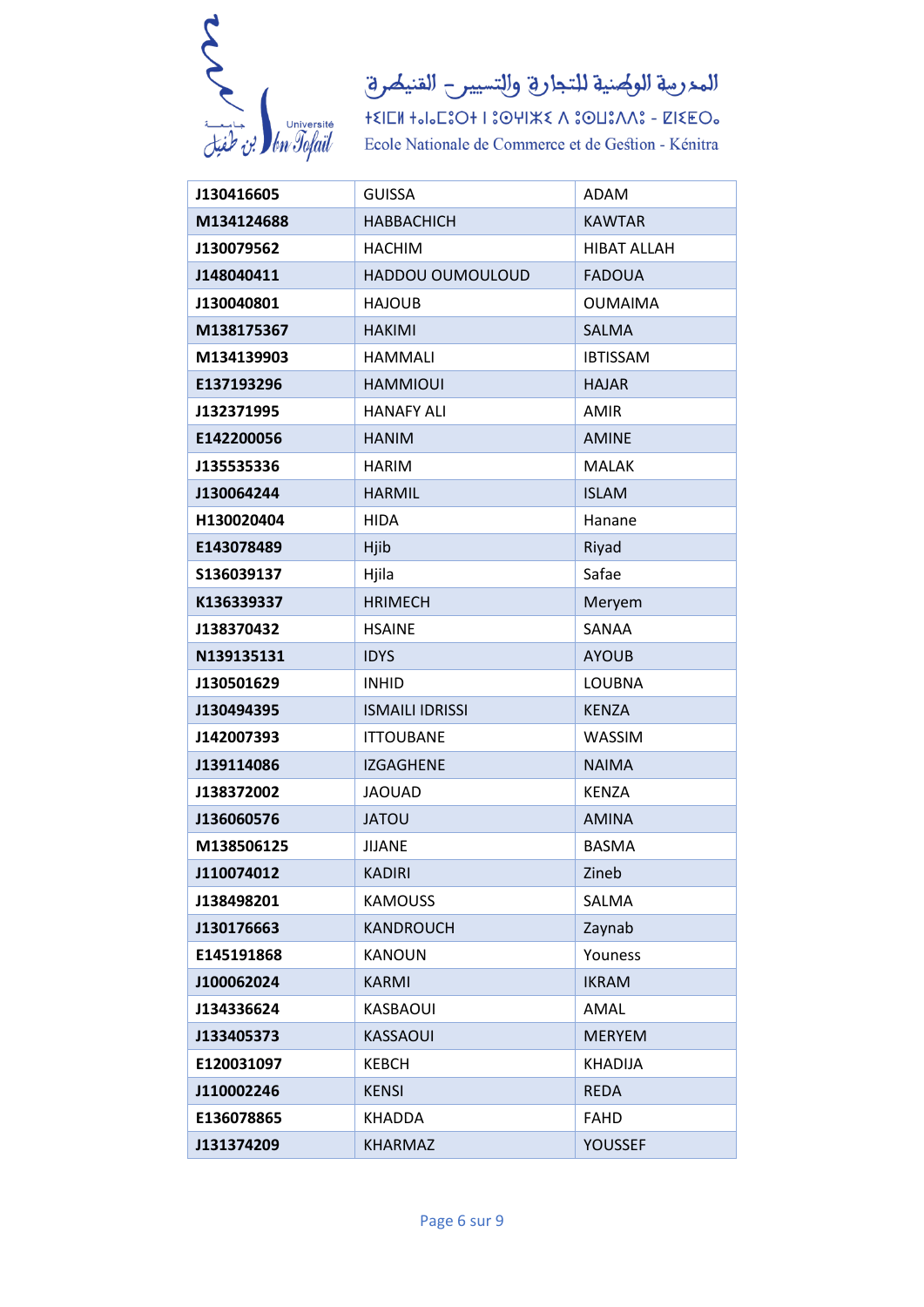المدرسة الوطنية للتجارة والتسيير – القنيطرة

ⵜⵉⵏⵎⵍ ⵜⴰⵏⴰⵎⵓⵔⵜ ⵏ ⵓⵎⵙⵉⵡⵏ ⴷ ⵓⵙⵡⵓⴷⴷⵓ - ⵇⵏⵉⵟⵔⴰ

Ecole Nationale de Commerce et de Gestion - Kénitra

| | | |
|---|---|---|
| **J130416605** | GUISSA | ADAM |
| **M134124688** | HABBACHICH | KAWTAR |
| **J130079562** | HACHIM | HIBAT ALLAH |
| **J148040411** | HADDOU OUMOULOUD | FADOUA |
| **J130040801** | HAJOUB | OUMAIMA |
| **M138175367** | HAKIMI | SALMA |
| **M134139903** | HAMMALI | IBTISSAM |
| **E137193296** | HAMMIOUI | HAJAR |
| **J132371995** | HANAFY ALI | AMIR |
| **E142200056** | HANIM | AMINE |
| **J135535336** | HARIM | MALAK |
| **J130064244** | HARMIL | ISLAM |
| **H130020404** | HIDA | Hanane |
| **E143078489** | Hjib | Riyad |
| **S136039137** | Hjila | Safae |
| **K136339337** | HRIMECH | Meryem |
| **J138370432** | HSAINE | SANAA |
| **N139135131** | IDYS | AYOUB |
| **J130501629** | INHID | LOUBNA |
| **J130494395** | ISMAILI IDRISSI | KENZA |
| **J142007393** | ITTOUBANE | WASSIM |
| **J139114086** | IZGAGHENE | NAIMA |
| **J138372002** | JAOUAD | KENZA |
| **J136060576** | JATOU | AMINA |
| **M138506125** | JIJANE | BASMA |
| **J110074012** | KADIRI | Zineb |
| **J138498201** | KAMOUSS | SALMA |
| **J130176663** | KANDROUCH | Zaynab |
| **E145191868** | KANOUN | Youness |
| **J100062024** | KARMI | IKRAM |
| **J134336624** | KASBAOUI | AMAL |
| **J133405373** | KASSAOUI | MERYEM |
| **E120031097** | KEBCH | KHADIJA |
| **J110002246** | KENSI | REDA |
| **E136078865** | KHADDA | FAHD |
| **J131374209** | KHARMAZ | YOUSSEF |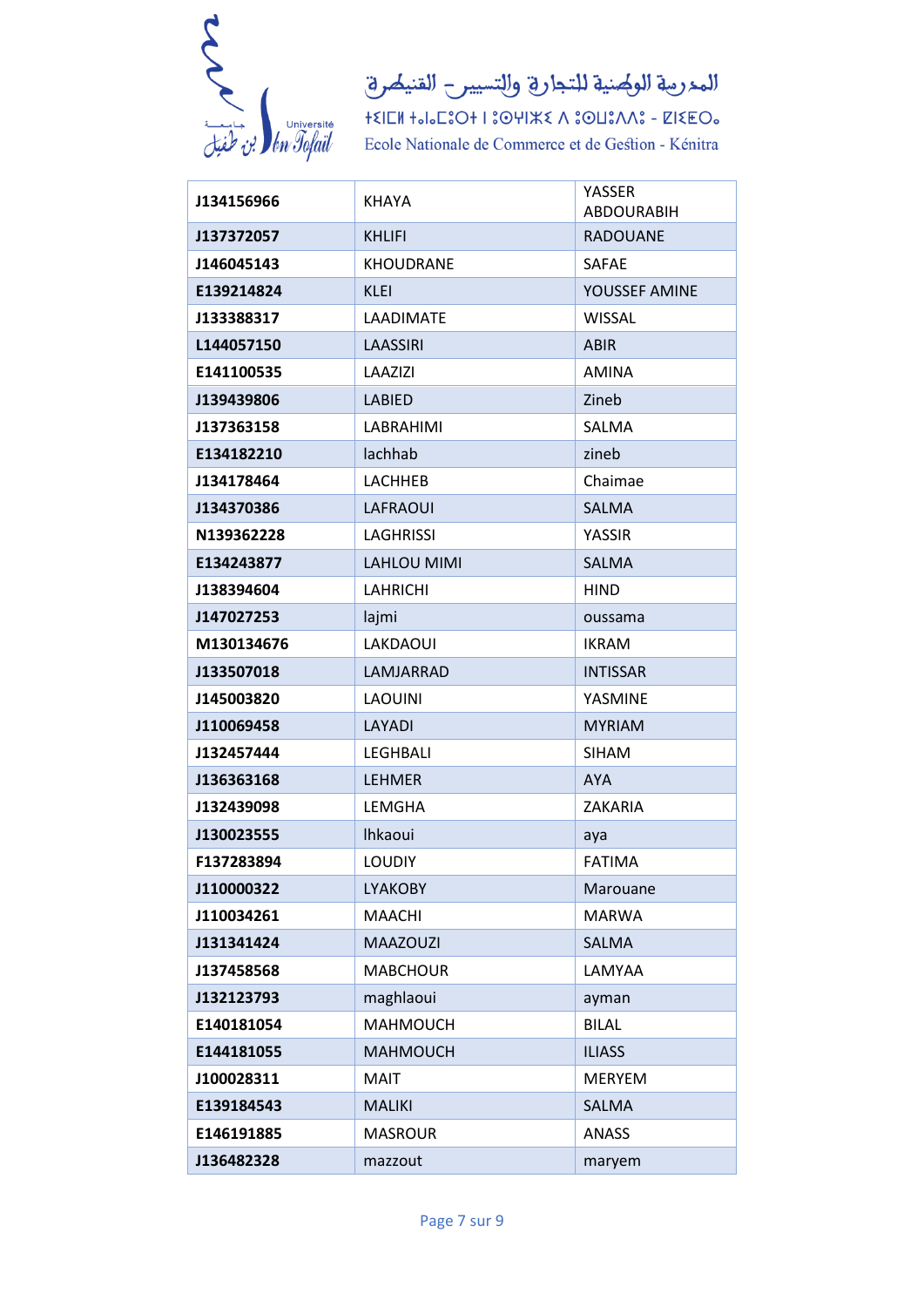المدرسة الوطنية للتجارة والتسيير – القنيطرة

ⵜⵉⵎⵣⵉ ⵜⴰⵏⴰⵎⵓⵔⵜ ⵏ ⵓⵙⵏⵣⵉ ⴷ ⵓⵙⵡⵓⴷⴷⵓ - ⵇⵏⵉⵟⵔⴰ

Ecole Nationale de Commerce et de Gestion - Kénitra

| J134156966 | KHAYA | YASSER ABDOURABIH |
|---|---|---|
| J137372057 | KHLIFI | RADOUANE |
| J146045143 | KHOUDRANE | SAFAE |
| E139214824 | KLEI | YOUSSEF AMINE |
| J133388317 | LAADIMATE | WISSAL |
| L144057150 | LAASSIRI | ABIR |
| E141100535 | LAAZIZI | AMINA |
| J139439806 | LABIED | Zineb |
| J137363158 | LABRAHIMI | SALMA |
| E134182210 | lachhab | zineb |
| J134178464 | LACHHEB | Chaimae |
| J134370386 | LAFRAOUI | SALMA |
| N139362228 | LAGHRISSI | YASSIR |
| E134243877 | LAHLOU MIMI | SALMA |
| J138394604 | LAHRICHI | HIND |
| J147027253 | lajmi | oussama |
| M130134676 | LAKDAOUI | IKRAM |
| J133507018 | LAMJARRAD | INTISSAR |
| J145003820 | LAOUINI | YASMINE |
| J110069458 | LAYADI | MYRIAM |
| J132457444 | LEGHBALI | SIHAM |
| J136363168 | LEHMER | AYA |
| J132439098 | LEMGHA | ZAKARIA |
| J130023555 | lhkaoui | aya |
| F137283894 | LOUDIY | FATIMA |
| J110000322 | LYAKOBY | Marouane |
| J110034261 | MAACHI | MARWA |
| J131341424 | MAAZOUZI | SALMA |
| J137458568 | MABCHOUR | LAMYAA |
| J132123793 | maghlaoui | ayman |
| E140181054 | MAHMOUCH | BILAL |
| E144181055 | MAHMOUCH | ILIASS |
| J100028311 | MAIT | MERYEM |
| E139184543 | MALIKI | SALMA |
| E146191885 | MASROUR | ANASS |
| J136482328 | mazzout | maryem |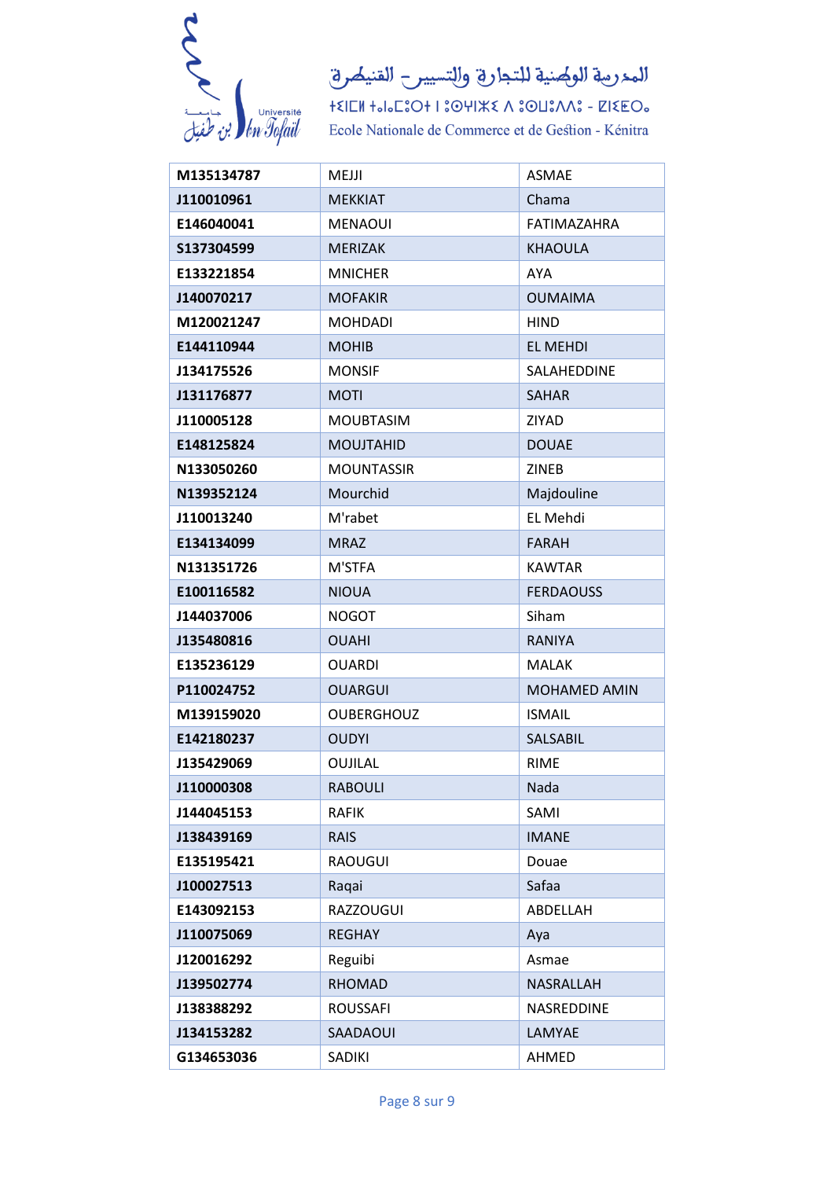المدرسة الوطنية للتجارة والتسيير - القنيطرة

ⵜⵉⵔⵎⵜ ⵜⴰⵏⴰⵎⵓⵔⵜ ⵏ ⵓⵙⵓⵖⵍⵉ ⴷ ⵓⵙⵏⵎⴰⵍ - ⵇⵏⵉⵟⵔⴰ

Ecole Nationale de Commerce et de Gestion - Kénitra

| M135134787 | MEJJI | ASMAE |
|---|---|---|
| J110010961 | MEKKIAT | Chama |
| E146040041 | MENAOUI | FATIMAZAHRA |
| S137304599 | MERIZAK | KHAOULA |
| E133221854 | MNICHER | AYA |
| J140070217 | MOFAKIR | OUMAIMA |
| M120021247 | MOHDADI | HIND |
| E144110944 | MOHIB | EL MEHDI |
| J134175526 | MONSIF | SALAHEDDINE |
| J131176877 | MOTI | SAHAR |
| J110005128 | MOUBTASIM | ZIYAD |
| E148125824 | MOUJTAHID | DOUAE |
| N133050260 | MOUNTASSIR | ZINEB |
| N139352124 | Mourchid | Majdouline |
| J110013240 | M'rabet | EL Mehdi |
| E134134099 | MRAZ | FARAH |
| N131351726 | M'STFA | KAWTAR |
| E100116582 | NIOUA | FERDAOUSS |
| J144037006 | NOGOT | Siham |
| J135480816 | OUAHI | RANIYA |
| E135236129 | OUARDI | MALAK |
| P110024752 | OUARGUI | MOHAMED AMIN |
| M139159020 | OUBERGHOUZ | ISMAIL |
| E142180237 | OUDYI | SALSABIL |
| J135429069 | OUJILAL | RIME |
| J110000308 | RABOULI | Nada |
| J144045153 | RAFIK | SAMI |
| J138439169 | RAIS | IMANE |
| E135195421 | RAOUGUI | Douae |
| J100027513 | Raqai | Safaa |
| E143092153 | RAZZOUGUI | ABDELLAH |
| J110075069 | REGHAY | Aya |
| J120016292 | Reguibi | Asmae |
| J139502774 | RHOMAD | NASRALLAH |
| J138388292 | ROUSSAFI | NASREDDINE |
| J134153282 | SAADAOUI | LAMYAE |
| G134653036 | SADIKI | AHMED |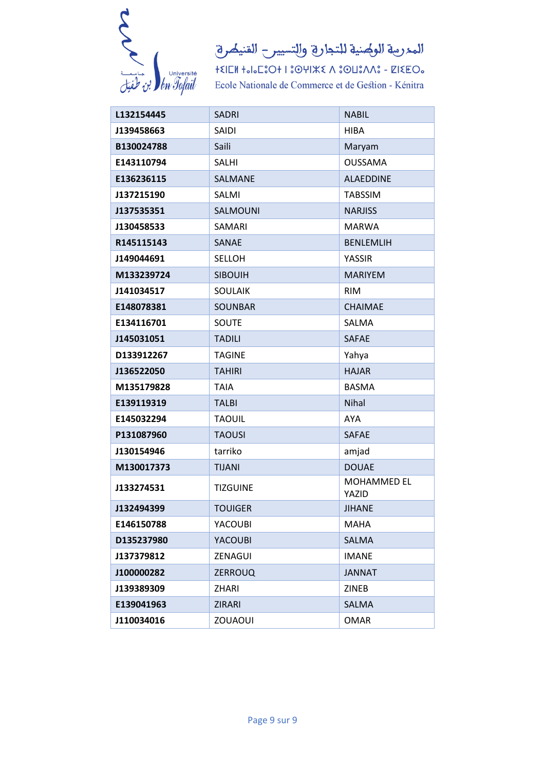المدرسة الوطنية للتجارة والتسيير - القنيطرة

ⵜⵉⵍⵉⵍⵜ ⵜⴰⵏⴰⵎⵓⵔⵜ ⵏ ⵜⵙⴻⵏⵙⵉⵡⵜ ⴷ ⵓⵙⵡⵓⴷⴷⵓ - ⵇⵏⵉⵟⵔⴰ

Ecole Nationale de Commerce et de Gestion - Kénitra

| | | |
|---|---|---|
| **L132154445** | SADRI | NABIL |
| **J139458663** | SAIDI | HIBA |
| **B130024788** | Saili | Maryam |
| **E143110794** | SALHI | OUSSAMA |
| **E136236115** | SALMANE | ALAEDDINE |
| **J137215190** | SALMI | TABSSIM |
| **J137535351** | SALMOUNI | NARJISS |
| **J130458533** | SAMARI | MARWA |
| **R145115143** | SANAE | BENLEMLIH |
| **J149044691** | SELLOH | YASSIR |
| **M133239724** | SIBOUIH | MARIYEM |
| **J141034517** | SOULAIK | RIM |
| **E148078381** | SOUNBAR | CHAIMAE |
| **E134116701** | SOUTE | SALMA |
| **J145031051** | TADILI | SAFAE |
| **D133912267** | TAGINE | Yahya |
| **J136522050** | TAHIRI | HAJAR |
| **M135179828** | TAIA | BASMA |
| **E139119319** | TALBI | Nihal |
| **E145032294** | TAOUIL | AYA |
| **P131087960** | TAOUSI | SAFAE |
| **J130154946** | tarriko | amjad |
| **M130017373** | TIJANI | DOUAE |
| **J133274531** | TIZGUINE | MOHAMMED EL YAZID |
| **J132494399** | TOUIGER | JIHANE |
| **E146150788** | YACOUBI | MAHA |
| **D135237980** | YACOUBI | SALMA |
| **J137379812** | ZENAGUI | IMANE |
| **J100000282** | ZERROUQ | JANNAT |
| **J139389309** | ZHARI | ZINEB |
| **E139041963** | ZIRARI | SALMA |
| **J110034016** | ZOUAOUI | OMAR |